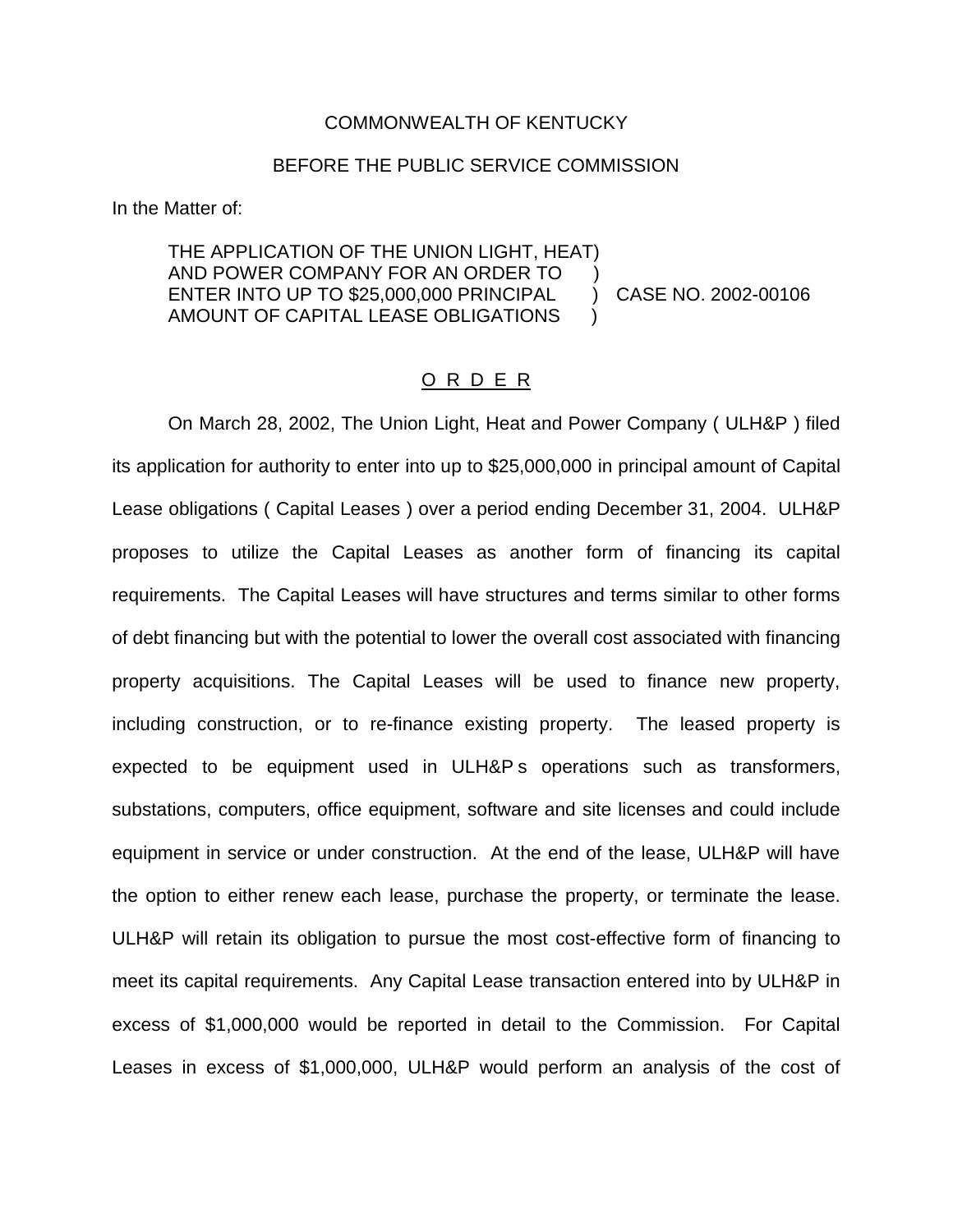COMMONWEALTH OF KENTUCKY

BEFORE THE PUBLIC SERVICE COMMISSION

In the Matter of:

THE APPLICATION OF THE UNION LIGHT, HEAT)
AND POWER COMPANY FOR AN ORDER TO )
ENTER INTO UP TO $25,000,000 PRINCIPAL ) CASE NO. 2002-00106
AMOUNT OF CAPITAL LEASE OBLIGATIONS )

O R D E R

On March 28, 2002, The Union Light, Heat and Power Company ( ULH&P ) filed its application for authority to enter into up to $25,000,000 in principal amount of Capital Lease obligations ( Capital Leases ) over a period ending December 31, 2004. ULH&P proposes to utilize the Capital Leases as another form of financing its capital requirements. The Capital Leases will have structures and terms similar to other forms of debt financing but with the potential to lower the overall cost associated with financing property acquisitions. The Capital Leases will be used to finance new property, including construction, or to re-finance existing property. The leased property is expected to be equipment used in ULH&P s operations such as transformers, substations, computers, office equipment, software and site licenses and could include equipment in service or under construction. At the end of the lease, ULH&P will have the option to either renew each lease, purchase the property, or terminate the lease. ULH&P will retain its obligation to pursue the most cost-effective form of financing to meet its capital requirements. Any Capital Lease transaction entered into by ULH&P in excess of $1,000,000 would be reported in detail to the Commission. For Capital Leases in excess of $1,000,000, ULH&P would perform an analysis of the cost of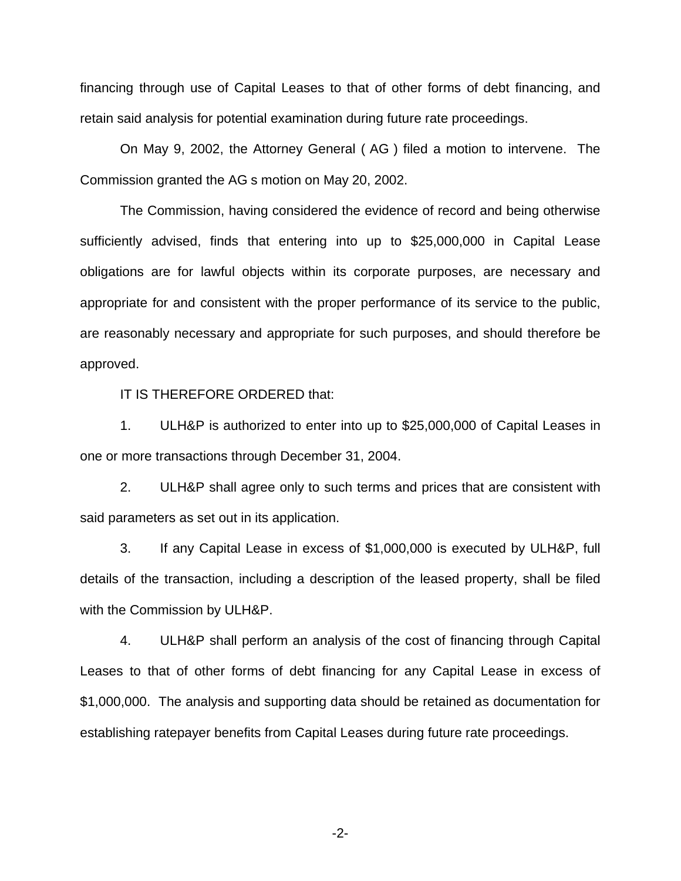financing through use of Capital Leases to that of other forms of debt financing, and retain said analysis for potential examination during future rate proceedings.

On May 9, 2002, the Attorney General ( AG ) filed a motion to intervene. The Commission granted the AG s motion on May 20, 2002.

The Commission, having considered the evidence of record and being otherwise sufficiently advised, finds that entering into up to $25,000,000 in Capital Lease obligations are for lawful objects within its corporate purposes, are necessary and appropriate for and consistent with the proper performance of its service to the public, are reasonably necessary and appropriate for such purposes, and should therefore be approved.

IT IS THEREFORE ORDERED that:

1. ULH&P is authorized to enter into up to $25,000,000 of Capital Leases in one or more transactions through December 31, 2004.

2. ULH&P shall agree only to such terms and prices that are consistent with said parameters as set out in its application.

3. If any Capital Lease in excess of $1,000,000 is executed by ULH&P, full details of the transaction, including a description of the leased property, shall be filed with the Commission by ULH&P.

4. ULH&P shall perform an analysis of the cost of financing through Capital Leases to that of other forms of debt financing for any Capital Lease in excess of $1,000,000. The analysis and supporting data should be retained as documentation for establishing ratepayer benefits from Capital Leases during future rate proceedings.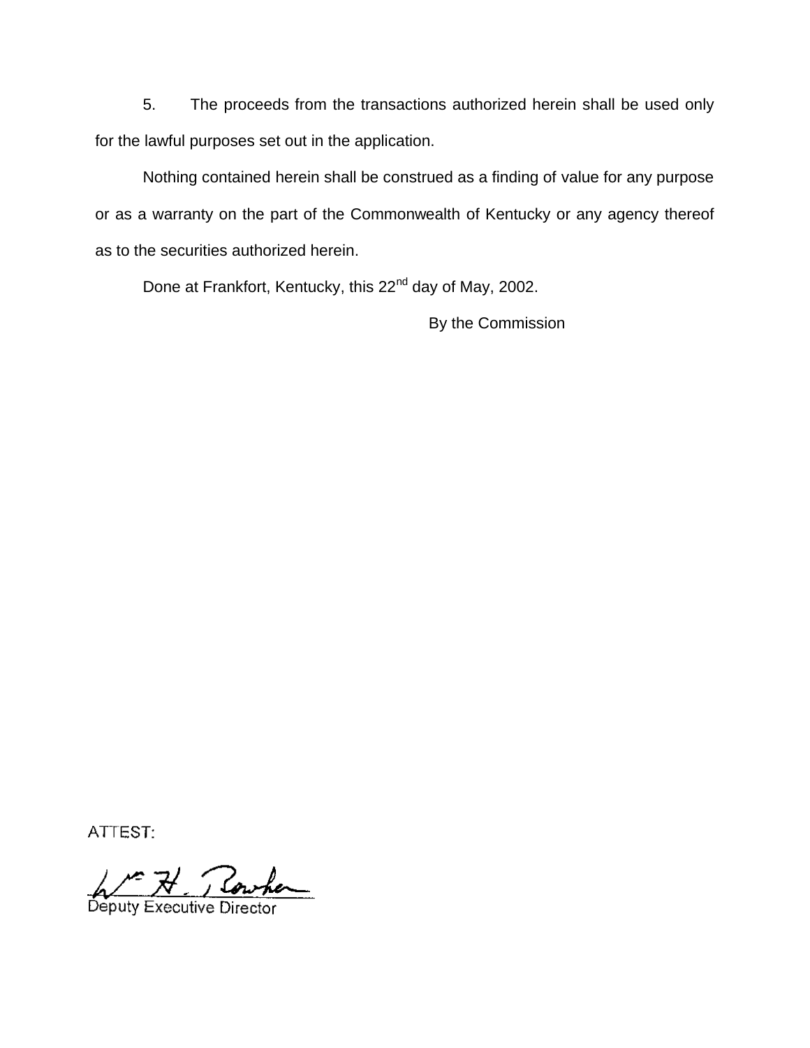5. The proceeds from the transactions authorized herein shall be used only for the lawful purposes set out in the application.

Nothing contained herein shall be construed as a finding of value for any purpose or as a warranty on the part of the Commonwealth of Kentucky or any agency thereof as to the securities authorized herein.

Done at Frankfort, Kentucky, this 22nd day of May, 2002.

By the Commission

ATTEST:

Wm H. Bowker

Deputy Executive Director